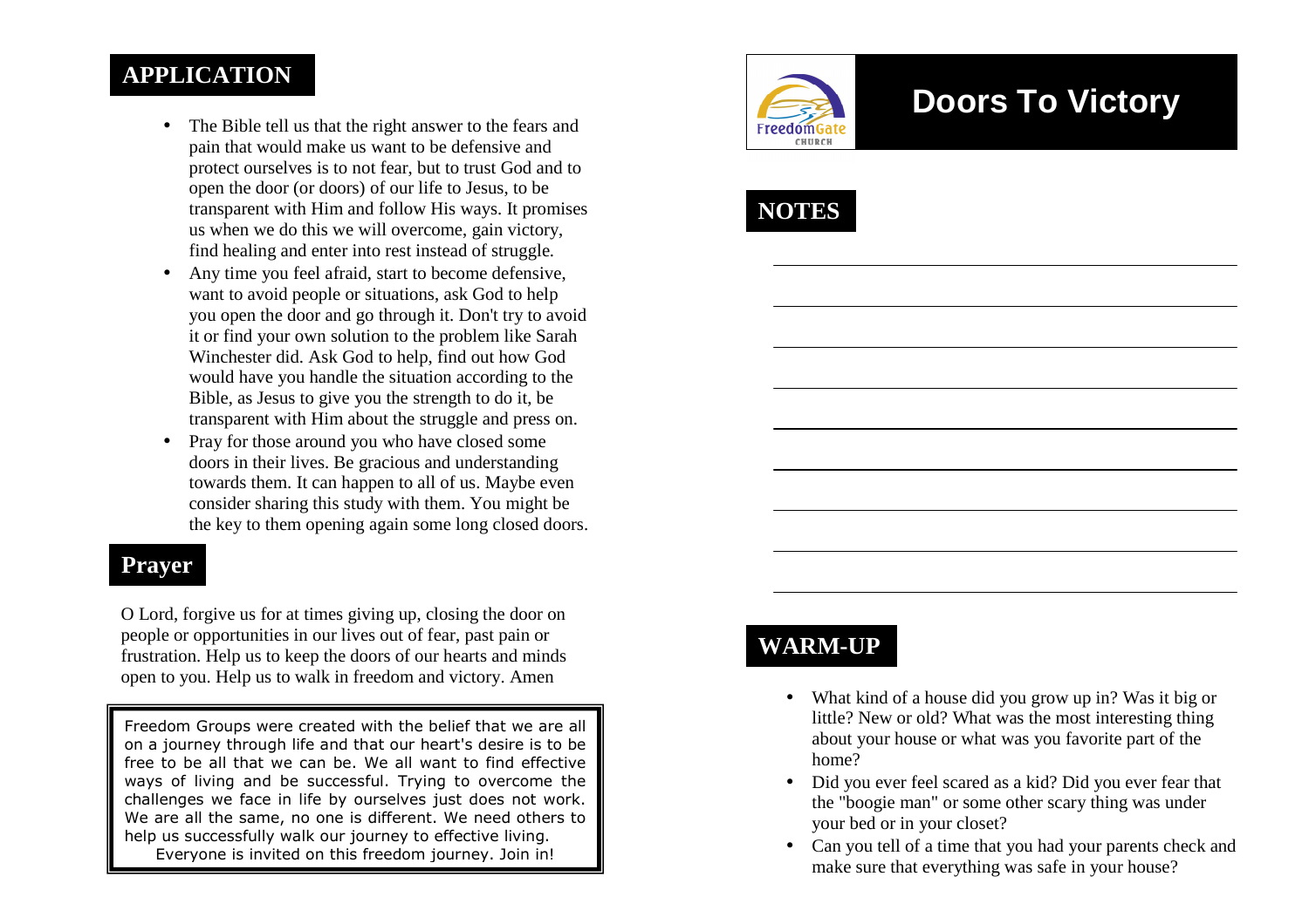## APPLICATION

- The Bible tell us that the right answer to the fears and pain that would make us want to be defensive and protect ourselves is to not fear, but to trust God and to open the door (or doors) of our life to Jesus, to be transparent with Him and follow His ways. It promises us when we do this we will overcome, gain victory, find healing and enter into rest instead of struggle.
- Any time you feel afraid, start to become defensive, want to avoid people or situations, ask God to help you open the door and go through it. Don't try to avoid it or find your own solution to the problem like Sarah Winchester did. Ask God to help, find out how God would have you handle the situation according to the Bible, as Jesus to give you the strength to do it, be transparent with Him about the struggle and press on.
- Pray for those around you who have closed some doors in their lives. Be gracious and understanding towards them. It can happen to all of us. Maybe even consider sharing this study with them. You might be the key to them opening again some long closed doors.

## Prayer

O Lord, forgive us for at times giving up, closing the door on people or opportunities in our lives out of fear, past pain or frustration. Help us to keep the doors of our hearts and minds open to you. Help us to walk in freedom and victory. Amen

Freedom Groups were created with the belief that we are all on a journey through life and that our heart's desire is to be free to be all that we can be. We all want to find effective ways of living and be successful. Trying to overcome the challenges we face in life by ourselves just does not work. We are all the same, no one is different. We need others to help us successfully walk our journey to effective living. Everyone is invited on this freedom journey. Join in!

FreedomGate CHURCH

# Doors To Victory

## NOTES

## WARM-UP

- What kind of a house did you grow up in? Was it big or little? New or old? What was the most interesting thing about your house or what was you favorite part of the home?
- Did you ever feel scared as a kid? Did you ever fear that the "boogie man" or some other scary thing was under your bed or in your closet?
- Can you tell of a time that you had your parents check and make sure that everything was safe in your house?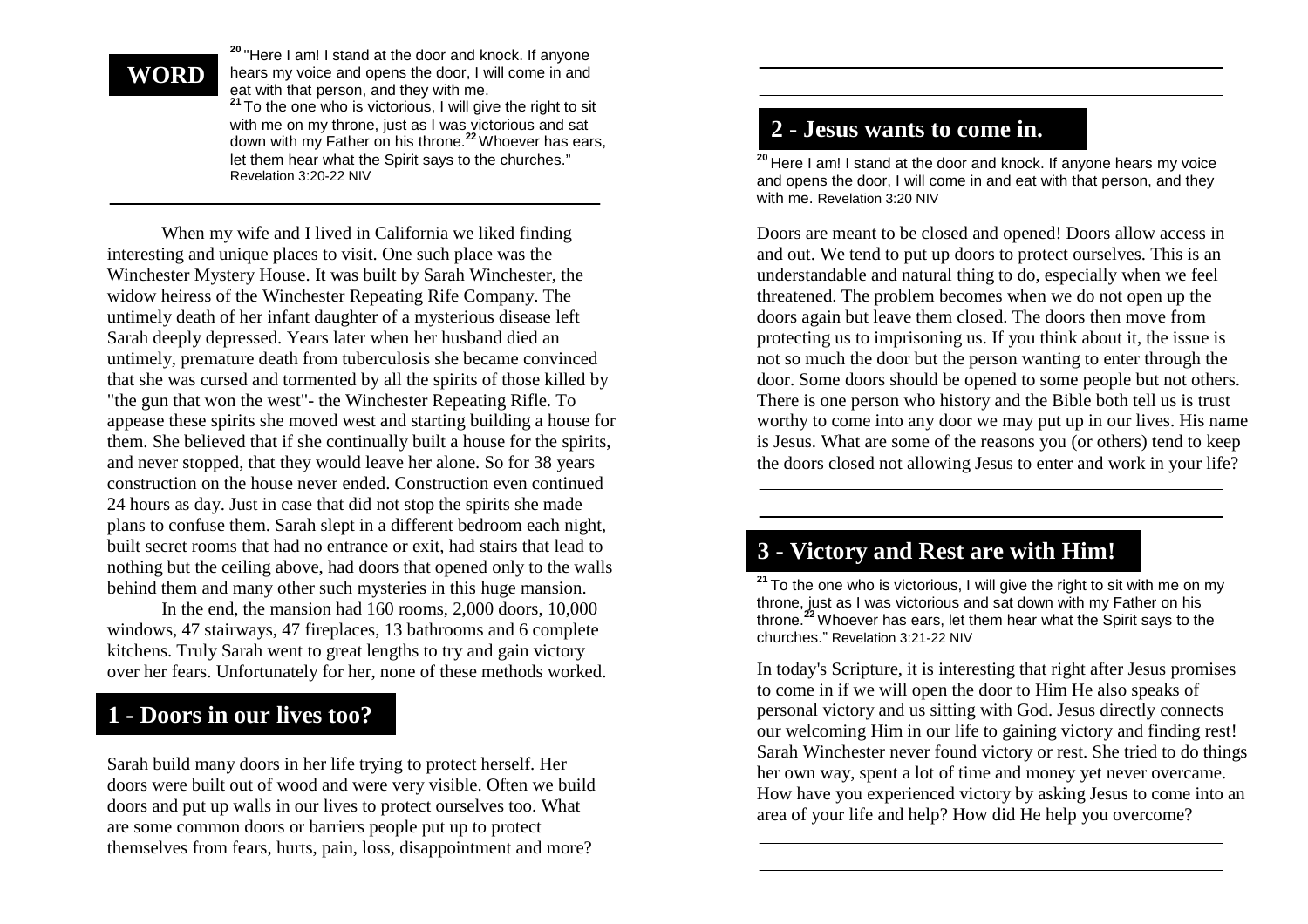## WORD

[20] "Here I am! I stand at the door and knock. If anyone hears my voice and opens the door, I will come in and eat with that person, and they with me.
[21] To the one who is victorious, I will give the right to sit with me on my throne, just as I was victorious and sat down with my Father on his throne.[22] Whoever has ears, let them hear what the Spirit says to the churches." Revelation 3:20-22 NIV

When my wife and I lived in California we liked finding interesting and unique places to visit. One such place was the Winchester Mystery House. It was built by Sarah Winchester, the widow heiress of the Winchester Repeating Rife Company. The untimely death of her infant daughter of a mysterious disease left Sarah deeply depressed. Years later when her husband died an untimely, premature death from tuberculosis she became convinced that she was cursed and tormented by all the spirits of those killed by "the gun that won the west"- the Winchester Repeating Rifle. To appease these spirits she moved west and starting building a house for them. She believed that if she continually built a house for the spirits, and never stopped, that they would leave her alone. So for 38 years construction on the house never ended. Construction even continued 24 hours as day. Just in case that did not stop the spirits she made plans to confuse them. Sarah slept in a different bedroom each night, built secret rooms that had no entrance or exit, had stairs that lead to nothing but the ceiling above, had doors that opened only to the walls behind them and many other such mysteries in this huge mansion.

In the end, the mansion had 160 rooms, 2,000 doors, 10,000 windows, 47 stairways, 47 fireplaces, 13 bathrooms and 6 complete kitchens. Truly Sarah went to great lengths to try and gain victory over her fears. Unfortunately for her, none of these methods worked.

## 1 - Doors in our lives too?

Sarah build many doors in her life trying to protect herself. Her doors were built out of wood and were very visible. Often we build doors and put up walls in our lives to protect ourselves too. What are some common doors or barriers people put up to protect themselves from fears, hurts, pain, loss, disappointment and more?

## 2 - Jesus wants to come in.

[20] Here I am! I stand at the door and knock. If anyone hears my voice and opens the door, I will come in and eat with that person, and they with me. Revelation 3:20 NIV

Doors are meant to be closed and opened! Doors allow access in and out. We tend to put up doors to protect ourselves. This is an understandable and natural thing to do, especially when we feel threatened. The problem becomes when we do not open up the doors again but leave them closed. The doors then move from protecting us to imprisoning us. If you think about it, the issue is not so much the door but the person wanting to enter through the door. Some doors should be opened to some people but not others. There is one person who history and the Bible both tell us is trust worthy to come into any door we may put up in our lives. His name is Jesus. What are some of the reasons you (or others) tend to keep the doors closed not allowing Jesus to enter and work in your life?

## 3 - Victory and Rest are with Him!

[21] To the one who is victorious, I will give the right to sit with me on my throne, just as I was victorious and sat down with my Father on his throne.[22] Whoever has ears, let them hear what the Spirit says to the churches." Revelation 3:21-22 NIV

In today's Scripture, it is interesting that right after Jesus promises to come in if we will open the door to Him He also speaks of personal victory and us sitting with God. Jesus directly connects our welcoming Him in our life to gaining victory and finding rest! Sarah Winchester never found victory or rest. She tried to do things her own way, spent a lot of time and money yet never overcame. How have you experienced victory by asking Jesus to come into an area of your life and help? How did He help you overcome?